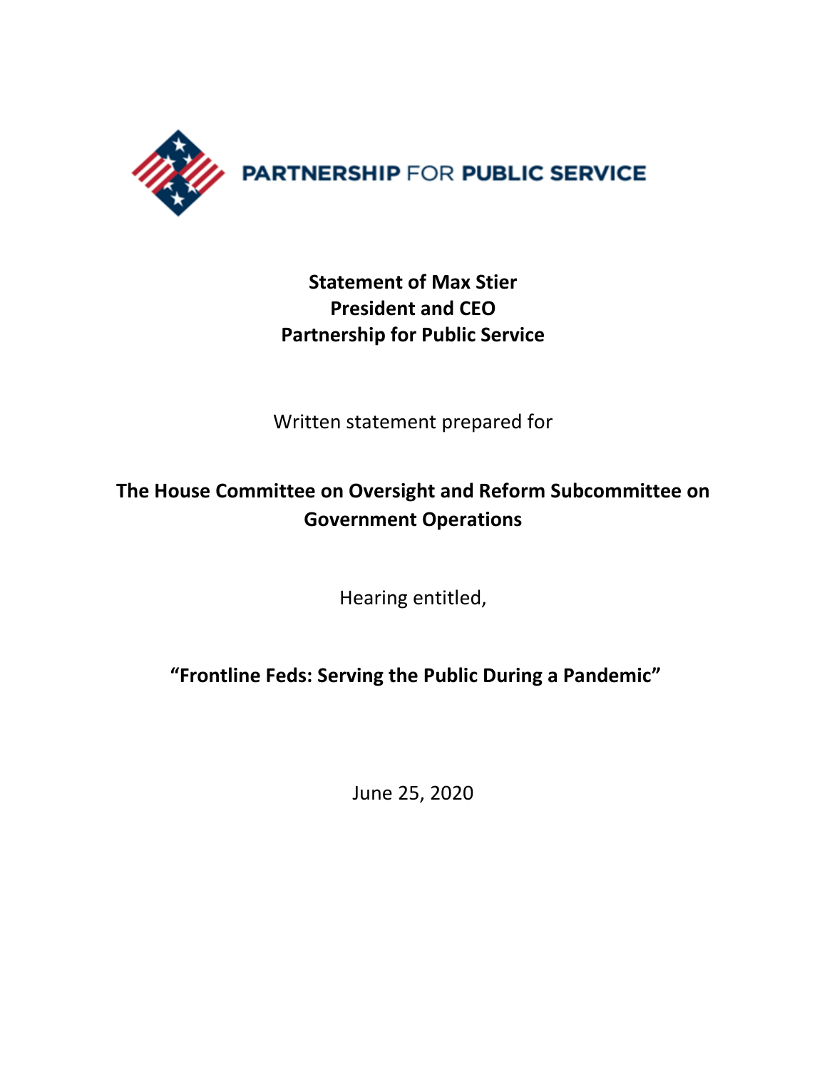PARTNERSHIP FOR PUBLIC SERVICE

**Statement of Max Stier**
**President and CEO**
**Partnership for Public Service**

Written statement prepared for

**The House Committee on Oversight and Reform Subcommittee on Government Operations**

Hearing entitled,

**"Frontline Feds: Serving the Public During a Pandemic"**

June 25, 2020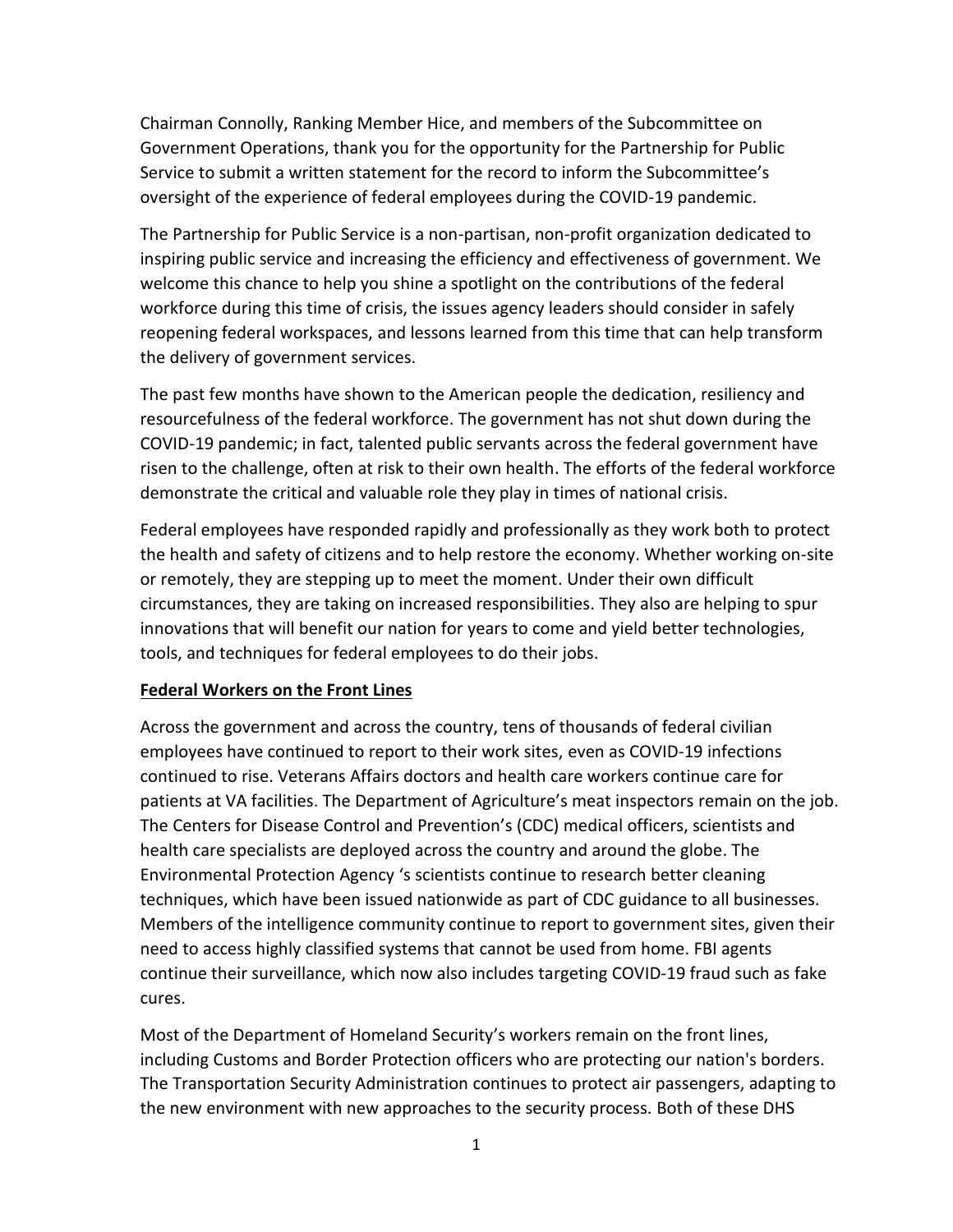Chairman Connolly, Ranking Member Hice, and members of the Subcommittee on Government Operations, thank you for the opportunity for the Partnership for Public Service to submit a written statement for the record to inform the Subcommittee's oversight of the experience of federal employees during the COVID-19 pandemic.

The Partnership for Public Service is a non-partisan, non-profit organization dedicated to inspiring public service and increasing the efficiency and effectiveness of government. We welcome this chance to help you shine a spotlight on the contributions of the federal workforce during this time of crisis, the issues agency leaders should consider in safely reopening federal workspaces, and lessons learned from this time that can help transform the delivery of government services.

The past few months have shown to the American people the dedication, resiliency and resourcefulness of the federal workforce. The government has not shut down during the COVID-19 pandemic; in fact, talented public servants across the federal government have risen to the challenge, often at risk to their own health. The efforts of the federal workforce demonstrate the critical and valuable role they play in times of national crisis.

Federal employees have responded rapidly and professionally as they work both to protect the health and safety of citizens and to help restore the economy. Whether working on-site or remotely, they are stepping up to meet the moment. Under their own difficult circumstances, they are taking on increased responsibilities. They also are helping to spur innovations that will benefit our nation for years to come and yield better technologies, tools, and techniques for federal employees to do their jobs.

## Federal Workers on the Front Lines

Across the government and across the country, tens of thousands of federal civilian employees have continued to report to their work sites, even as COVID-19 infections continued to rise. Veterans Affairs doctors and health care workers continue care for patients at VA facilities. The Department of Agriculture's meat inspectors remain on the job. The Centers for Disease Control and Prevention's (CDC) medical officers, scientists and health care specialists are deployed across the country and around the globe. The Environmental Protection Agency 's scientists continue to research better cleaning techniques, which have been issued nationwide as part of CDC guidance to all businesses. Members of the intelligence community continue to report to government sites, given their need to access highly classified systems that cannot be used from home. FBI agents continue their surveillance, which now also includes targeting COVID-19 fraud such as fake cures.

Most of the Department of Homeland Security's workers remain on the front lines, including Customs and Border Protection officers who are protecting our nation's borders. The Transportation Security Administration continues to protect air passengers, adapting to the new environment with new approaches to the security process. Both of these DHS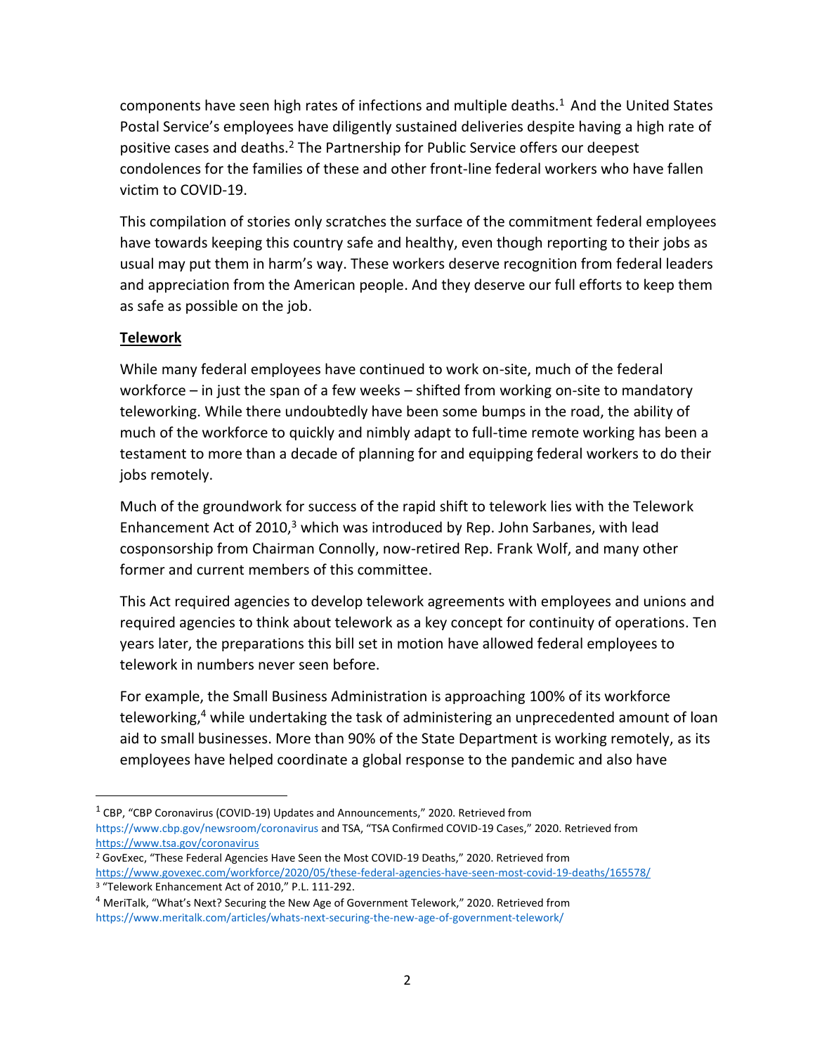components have seen high rates of infections and multiple deaths.[1] And the United States Postal Service's employees have diligently sustained deliveries despite having a high rate of positive cases and deaths.[2] The Partnership for Public Service offers our deepest condolences for the families of these and other front-line federal workers who have fallen victim to COVID-19.

This compilation of stories only scratches the surface of the commitment federal employees have towards keeping this country safe and healthy, even though reporting to their jobs as usual may put them in harm's way. These workers deserve recognition from federal leaders and appreciation from the American people. And they deserve our full efforts to keep them as safe as possible on the job.

## Telework

While many federal employees have continued to work on-site, much of the federal workforce – in just the span of a few weeks – shifted from working on-site to mandatory teleworking. While there undoubtedly have been some bumps in the road, the ability of much of the workforce to quickly and nimbly adapt to full-time remote working has been a testament to more than a decade of planning for and equipping federal workers to do their jobs remotely.

Much of the groundwork for success of the rapid shift to telework lies with the Telework Enhancement Act of 2010,[3] which was introduced by Rep. John Sarbanes, with lead cosponsorship from Chairman Connolly, now-retired Rep. Frank Wolf, and many other former and current members of this committee.

This Act required agencies to develop telework agreements with employees and unions and required agencies to think about telework as a key concept for continuity of operations. Ten years later, the preparations this bill set in motion have allowed federal employees to telework in numbers never seen before.

For example, the Small Business Administration is approaching 100% of its workforce teleworking,[4] while undertaking the task of administering an unprecedented amount of loan aid to small businesses. More than 90% of the State Department is working remotely, as its employees have helped coordinate a global response to the pandemic and also have

---

[1] CBP, "CBP Coronavirus (COVID-19) Updates and Announcements," 2020. Retrieved from https://www.cbp.gov/newsroom/coronavirus and TSA, "TSA Confirmed COVID-19 Cases," 2020. Retrieved from https://www.tsa.gov/coronavirus

[2] GovExec, "These Federal Agencies Have Seen the Most COVID-19 Deaths," 2020. Retrieved from https://www.govexec.com/workforce/2020/05/these-federal-agencies-have-seen-most-covid-19-deaths/165578/

[3] "Telework Enhancement Act of 2010," P.L. 111-292.

[4] MeriTalk, "What's Next? Securing the New Age of Government Telework," 2020. Retrieved from https://www.meritalk.com/articles/whats-next-securing-the-new-age-of-government-telework/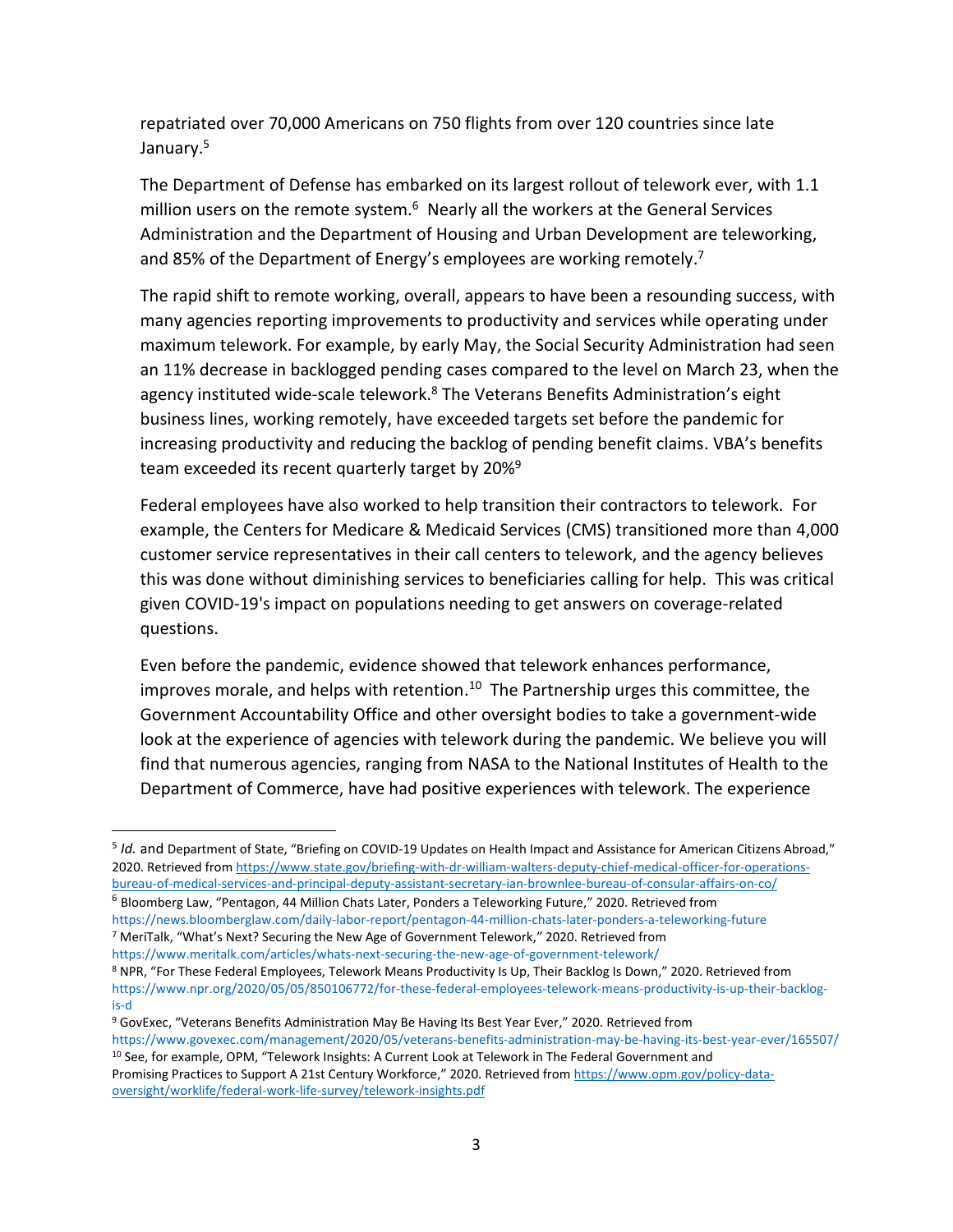repatriated over 70,000 Americans on 750 flights from over 120 countries since late January.[5]

The Department of Defense has embarked on its largest rollout of telework ever, with 1.1 million users on the remote system.[6] Nearly all the workers at the General Services Administration and the Department of Housing and Urban Development are teleworking, and 85% of the Department of Energy's employees are working remotely.[7]

The rapid shift to remote working, overall, appears to have been a resounding success, with many agencies reporting improvements to productivity and services while operating under maximum telework. For example, by early May, the Social Security Administration had seen an 11% decrease in backlogged pending cases compared to the level on March 23, when the agency instituted wide-scale telework.[8] The Veterans Benefits Administration's eight business lines, working remotely, have exceeded targets set before the pandemic for increasing productivity and reducing the backlog of pending benefit claims. VBA's benefits team exceeded its recent quarterly target by 20%[9]

Federal employees have also worked to help transition their contractors to telework. For example, the Centers for Medicare & Medicaid Services (CMS) transitioned more than 4,000 customer service representatives in their call centers to telework, and the agency believes this was done without diminishing services to beneficiaries calling for help. This was critical given COVID-19's impact on populations needing to get answers on coverage-related questions.

Even before the pandemic, evidence showed that telework enhances performance, improves morale, and helps with retention.[10] The Partnership urges this committee, the Government Accountability Office and other oversight bodies to take a government-wide look at the experience of agencies with telework during the pandemic. We believe you will find that numerous agencies, ranging from NASA to the National Institutes of Health to the Department of Commerce, have had positive experiences with telework. The experience

---

[5] *Id.* and Department of State, "Briefing on COVID-19 Updates on Health Impact and Assistance for American Citizens Abroad," 2020. Retrieved from https://www.state.gov/briefing-with-dr-william-walters-deputy-chief-medical-officer-for-operations-bureau-of-medical-services-and-principal-deputy-assistant-secretary-ian-brownlee-bureau-of-consular-affairs-on-co/

[6] Bloomberg Law, "Pentagon, 44 Million Chats Later, Ponders a Teleworking Future," 2020. Retrieved from https://news.bloomberglaw.com/daily-labor-report/pentagon-44-million-chats-later-ponders-a-teleworking-future

[7] MeriTalk, "What's Next? Securing the New Age of Government Telework," 2020. Retrieved from https://www.meritalk.com/articles/whats-next-securing-the-new-age-of-government-telework/

[8] NPR, "For These Federal Employees, Telework Means Productivity Is Up, Their Backlog Is Down," 2020. Retrieved from https://www.npr.org/2020/05/05/850106772/for-these-federal-employees-telework-means-productivity-is-up-their-backlog-is-d

[9] GovExec, "Veterans Benefits Administration May Be Having Its Best Year Ever," 2020. Retrieved from https://www.govexec.com/management/2020/05/veterans-benefits-administration-may-be-having-its-best-year-ever/165507/

[10] See, for example, OPM, "Telework Insights: A Current Look at Telework in The Federal Government and Promising Practices to Support A 21st Century Workforce," 2020. Retrieved from https://www.opm.gov/policy-data-oversight/worklife/federal-work-life-survey/telework-insights.pdf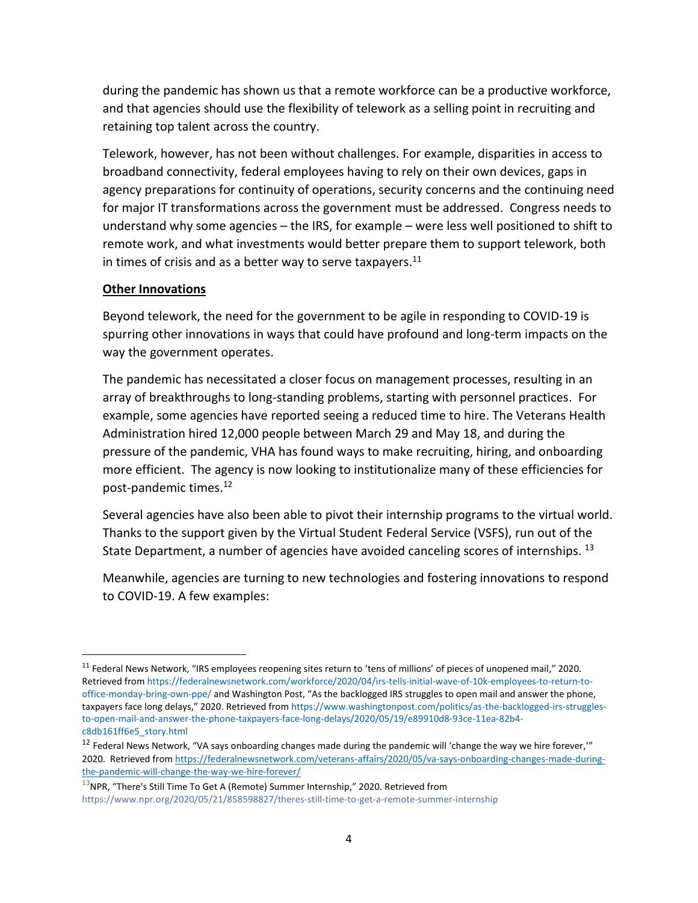during the pandemic has shown us that a remote workforce can be a productive workforce, and that agencies should use the flexibility of telework as a selling point in recruiting and retaining top talent across the country.

Telework, however, has not been without challenges. For example, disparities in access to broadband connectivity, federal employees having to rely on their own devices, gaps in agency preparations for continuity of operations, security concerns and the continuing need for major IT transformations across the government must be addressed. Congress needs to understand why some agencies – the IRS, for example – were less well positioned to shift to remote work, and what investments would better prepare them to support telework, both in times of crisis and as a better way to serve taxpayers.[11]

**Other Innovations**

Beyond telework, the need for the government to be agile in responding to COVID-19 is spurring other innovations in ways that could have profound and long-term impacts on the way the government operates.

The pandemic has necessitated a closer focus on management processes, resulting in an array of breakthroughs to long-standing problems, starting with personnel practices. For example, some agencies have reported seeing a reduced time to hire. The Veterans Health Administration hired 12,000 people between March 29 and May 18, and during the pressure of the pandemic, VHA has found ways to make recruiting, hiring, and onboarding more efficient. The agency is now looking to institutionalize many of these efficiencies for post-pandemic times.[12]

Several agencies have also been able to pivot their internship programs to the virtual world. Thanks to the support given by the Virtual Student Federal Service (VSFS), run out of the State Department, a number of agencies have avoided canceling scores of internships.[13]

Meanwhile, agencies are turning to new technologies and fostering innovations to respond to COVID-19. A few examples:

---

[11] Federal News Network, "IRS employees reopening sites return to 'tens of millions' of pieces of unopened mail," 2020. Retrieved from https://federalnewsnetwork.com/workforce/2020/04/irs-tells-initial-wave-of-10k-employees-to-return-to-office-monday-bring-own-ppe/ and Washington Post, "As the backlogged IRS struggles to open mail and answer the phone, taxpayers face long delays," 2020. Retrieved from https://www.washingtonpost.com/politics/as-the-backlogged-irs-struggles-to-open-mail-and-answer-the-phone-taxpayers-face-long-delays/2020/05/19/e89910d8-93ce-11ea-82b4-c8db161ff6e5_story.html

[12] Federal News Network, "VA says onboarding changes made during the pandemic will 'change the way we hire forever,'" 2020. Retrieved from https://federalnewsnetwork.com/veterans-affairs/2020/05/va-says-onboarding-changes-made-during-the-pandemic-will-change-the-way-we-hire-forever/

[13] NPR, "There's Still Time To Get A (Remote) Summer Internship," 2020. Retrieved from https://www.npr.org/2020/05/21/858598827/theres-still-time-to-get-a-remote-summer-internship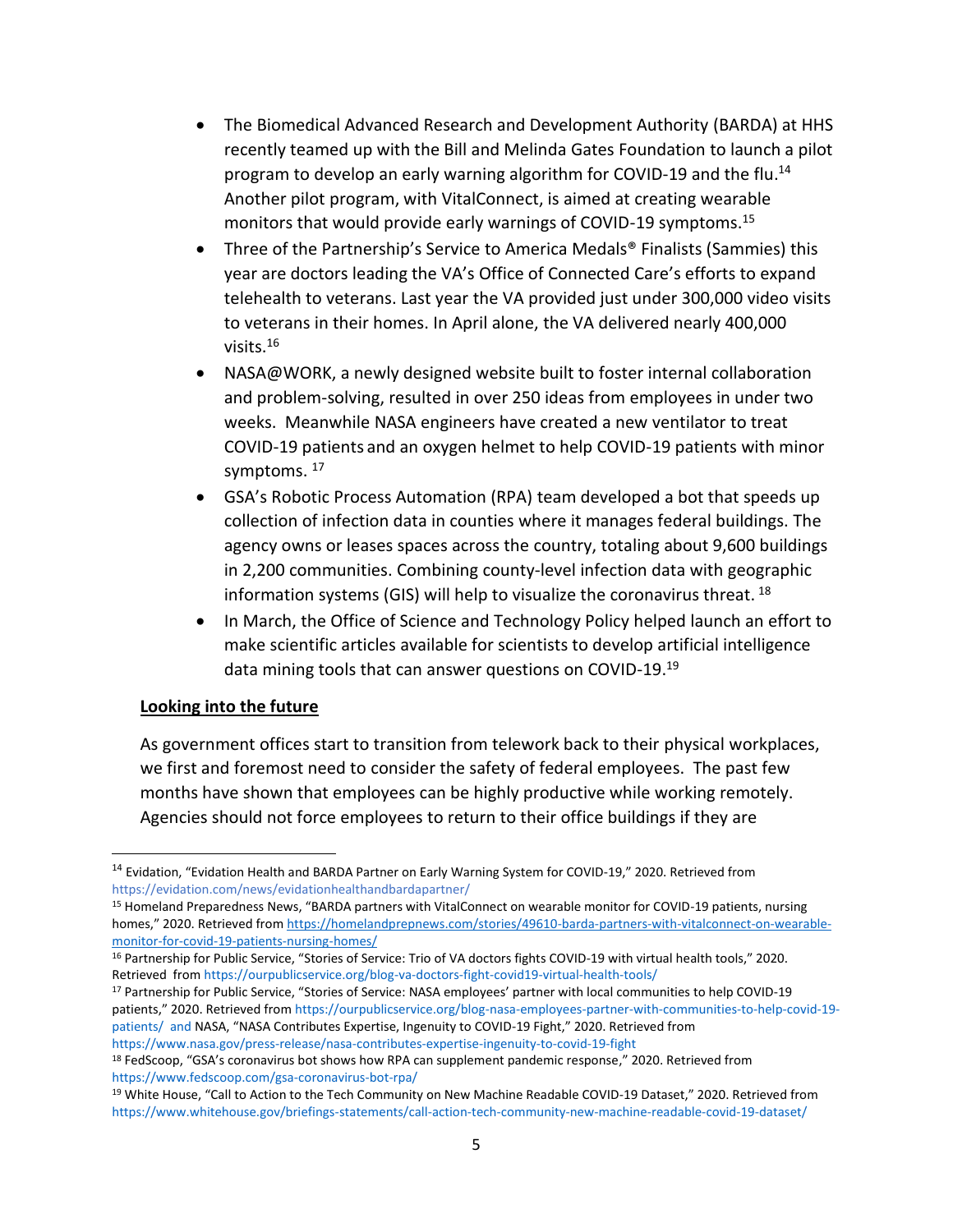- The Biomedical Advanced Research and Development Authority (BARDA) at HHS recently teamed up with the Bill and Melinda Gates Foundation to launch a pilot program to develop an early warning algorithm for COVID-19 and the flu.[14] Another pilot program, with VitalConnect, is aimed at creating wearable monitors that would provide early warnings of COVID-19 symptoms.[15]
- Three of the Partnership's Service to America Medals® Finalists (Sammies) this year are doctors leading the VA's Office of Connected Care's efforts to expand telehealth to veterans. Last year the VA provided just under 300,000 video visits to veterans in their homes. In April alone, the VA delivered nearly 400,000 visits.[16]
- NASA@WORK, a newly designed website built to foster internal collaboration and problem-solving, resulted in over 250 ideas from employees in under two weeks. Meanwhile NASA engineers have created a new ventilator to treat COVID-19 patients and an oxygen helmet to help COVID-19 patients with minor symptoms.[17]
- GSA's Robotic Process Automation (RPA) team developed a bot that speeds up collection of infection data in counties where it manages federal buildings. The agency owns or leases spaces across the country, totaling about 9,600 buildings in 2,200 communities. Combining county-level infection data with geographic information systems (GIS) will help to visualize the coronavirus threat.[18]
- In March, the Office of Science and Technology Policy helped launch an effort to make scientific articles available for scientists to develop artificial intelligence data mining tools that can answer questions on COVID-19.[19]

**Looking into the future**

As government offices start to transition from telework back to their physical workplaces, we first and foremost need to consider the safety of federal employees. The past few months have shown that employees can be highly productive while working remotely. Agencies should not force employees to return to their office buildings if they are

---

[14] Evidation, "Evidation Health and BARDA Partner on Early Warning System for COVID-19," 2020. Retrieved from https://evidation.com/news/evidationhealthandbardapartner/

[15] Homeland Preparedness News, "BARDA partners with VitalConnect on wearable monitor for COVID-19 patients, nursing homes," 2020. Retrieved from https://homelandprepnews.com/stories/49610-barda-partners-with-vitalconnect-on-wearable-monitor-for-covid-19-patients-nursing-homes/

[16] Partnership for Public Service, "Stories of Service: Trio of VA doctors fights COVID-19 with virtual health tools," 2020. Retrieved from https://ourpublicservice.org/blog-va-doctors-fight-covid19-virtual-health-tools/

[17] Partnership for Public Service, "Stories of Service: NASA employees' partner with local communities to help COVID-19 patients," 2020. Retrieved from https://ourpublicservice.org/blog-nasa-employees-partner-with-communities-to-help-covid-19-patients/ and NASA, "NASA Contributes Expertise, Ingenuity to COVID-19 Fight," 2020. Retrieved from https://www.nasa.gov/press-release/nasa-contributes-expertise-ingenuity-to-covid-19-fight

[18] FedScoop, "GSA's coronavirus bot shows how RPA can supplement pandemic response," 2020. Retrieved from https://www.fedscoop.com/gsa-coronavirus-bot-rpa/

[19] White House, "Call to Action to the Tech Community on New Machine Readable COVID-19 Dataset," 2020. Retrieved from https://www.whitehouse.gov/briefings-statements/call-action-tech-community-new-machine-readable-covid-19-dataset/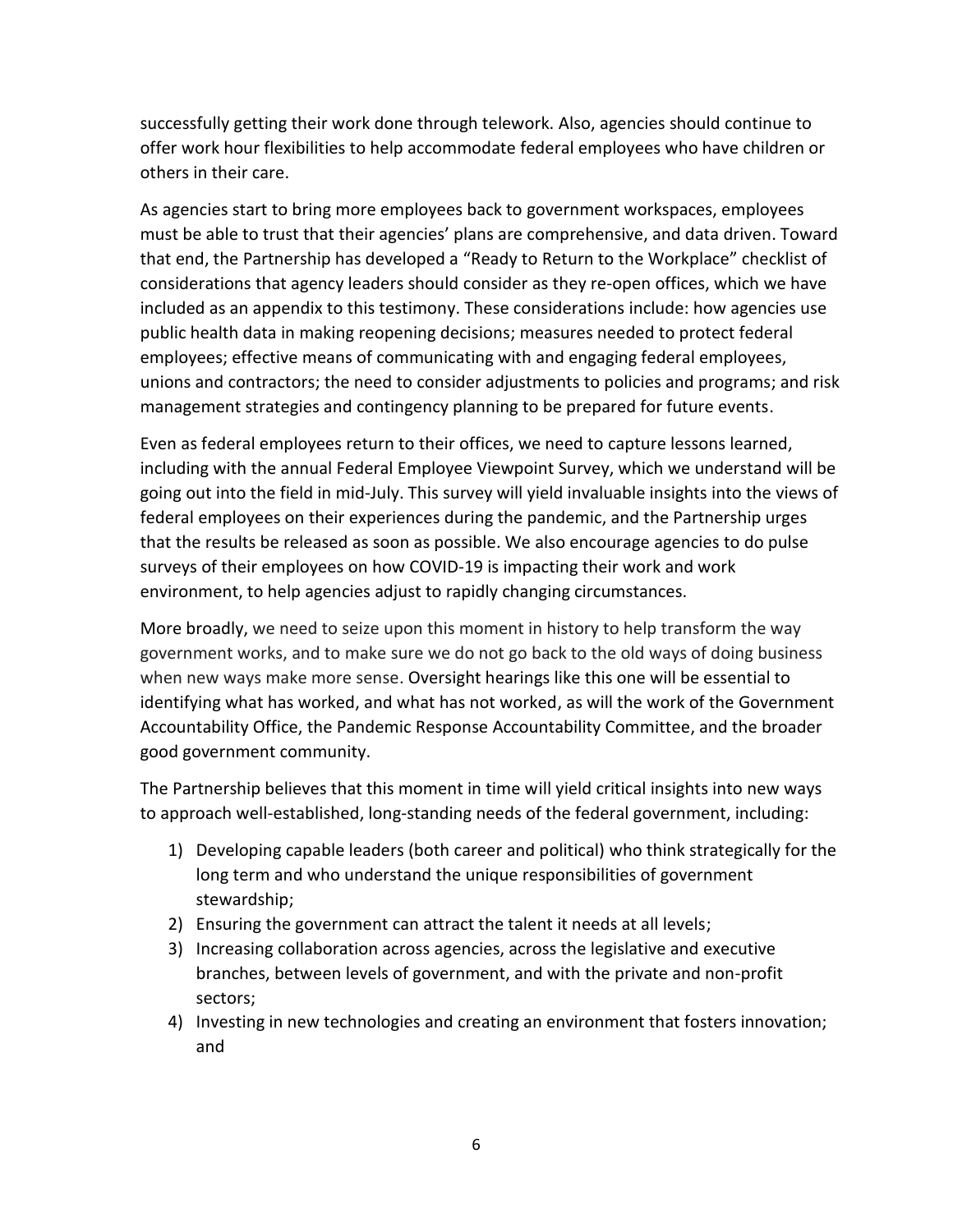successfully getting their work done through telework. Also, agencies should continue to offer work hour flexibilities to help accommodate federal employees who have children or others in their care.

As agencies start to bring more employees back to government workspaces, employees must be able to trust that their agencies' plans are comprehensive, and data driven. Toward that end, the Partnership has developed a "Ready to Return to the Workplace" checklist of considerations that agency leaders should consider as they re-open offices, which we have included as an appendix to this testimony. These considerations include: how agencies use public health data in making reopening decisions; measures needed to protect federal employees; effective means of communicating with and engaging federal employees, unions and contractors; the need to consider adjustments to policies and programs; and risk management strategies and contingency planning to be prepared for future events.

Even as federal employees return to their offices, we need to capture lessons learned, including with the annual Federal Employee Viewpoint Survey, which we understand will be going out into the field in mid-July. This survey will yield invaluable insights into the views of federal employees on their experiences during the pandemic, and the Partnership urges that the results be released as soon as possible. We also encourage agencies to do pulse surveys of their employees on how COVID-19 is impacting their work and work environment, to help agencies adjust to rapidly changing circumstances.

More broadly, we need to seize upon this moment in history to help transform the way government works, and to make sure we do not go back to the old ways of doing business when new ways make more sense. Oversight hearings like this one will be essential to identifying what has worked, and what has not worked, as will the work of the Government Accountability Office, the Pandemic Response Accountability Committee, and the broader good government community.

The Partnership believes that this moment in time will yield critical insights into new ways to approach well-established, long-standing needs of the federal government, including:

1) Developing capable leaders (both career and political) who think strategically for the long term and who understand the unique responsibilities of government stewardship;
2) Ensuring the government can attract the talent it needs at all levels;
3) Increasing collaboration across agencies, across the legislative and executive branches, between levels of government, and with the private and non-profit sectors;
4) Investing in new technologies and creating an environment that fosters innovation; and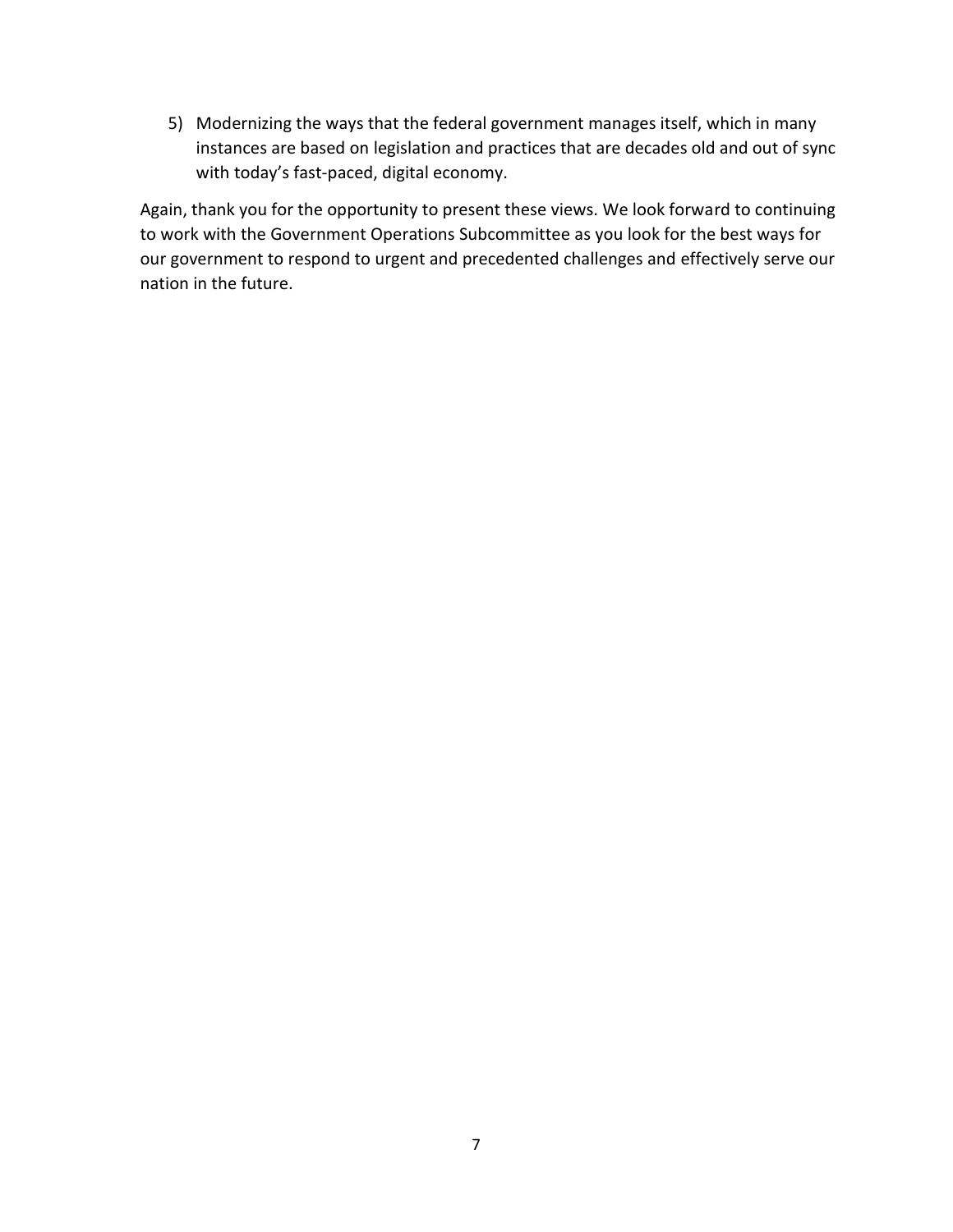5) Modernizing the ways that the federal government manages itself, which in many instances are based on legislation and practices that are decades old and out of sync with today's fast-paced, digital economy.

Again, thank you for the opportunity to present these views. We look forward to continuing to work with the Government Operations Subcommittee as you look for the best ways for our government to respond to urgent and precedented challenges and effectively serve our nation in the future.